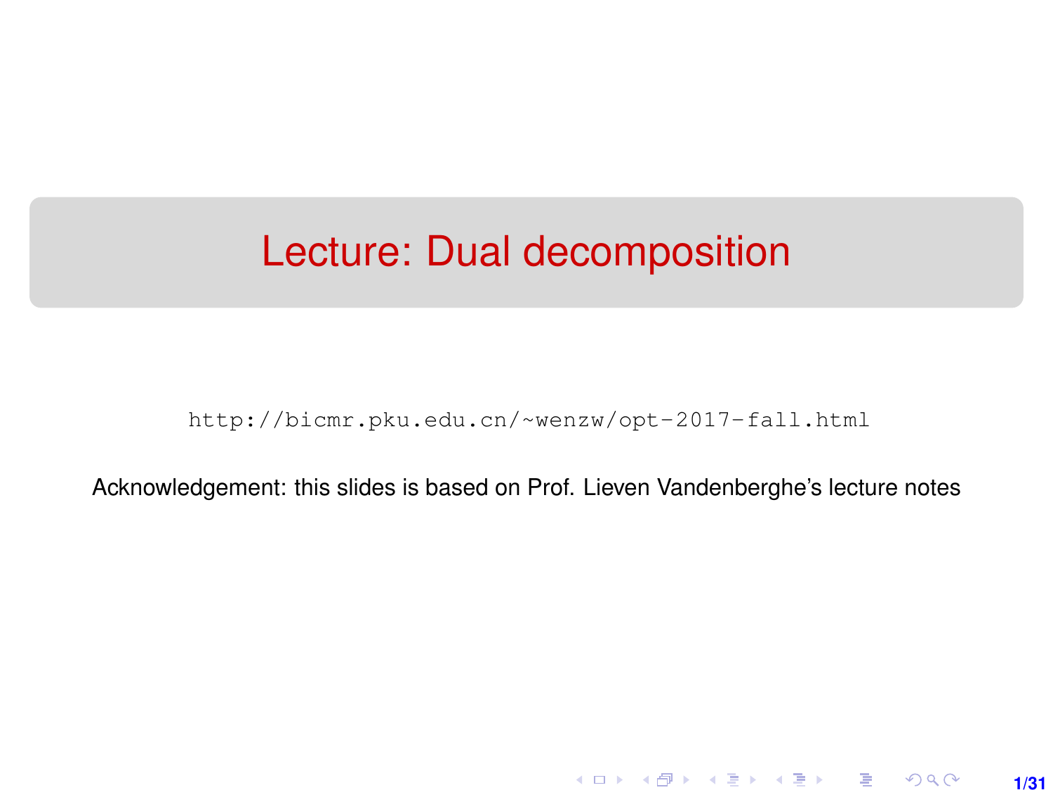# Lecture: Dual decomposition

http://bicmr.pku.edu.cn/~wenzw/opt-2017-fall.html

Acknowledgement: this slides is based on Prof. Lieven Vandenberghe's lecture notes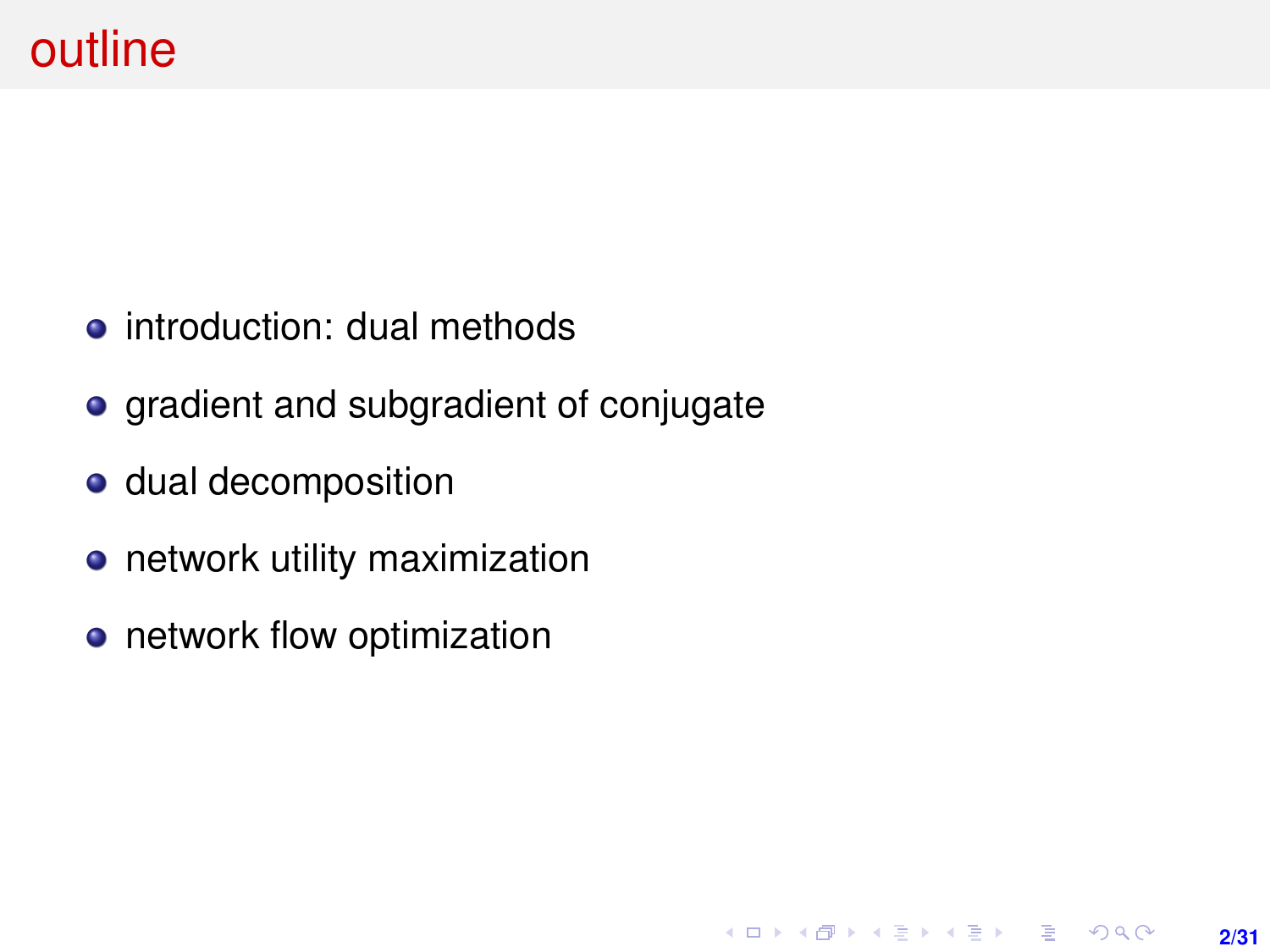# outline

- introduction: dual methods
- gradient and subgradient of conjugate
- dual decomposition
- network utility maximization
- network flow optimization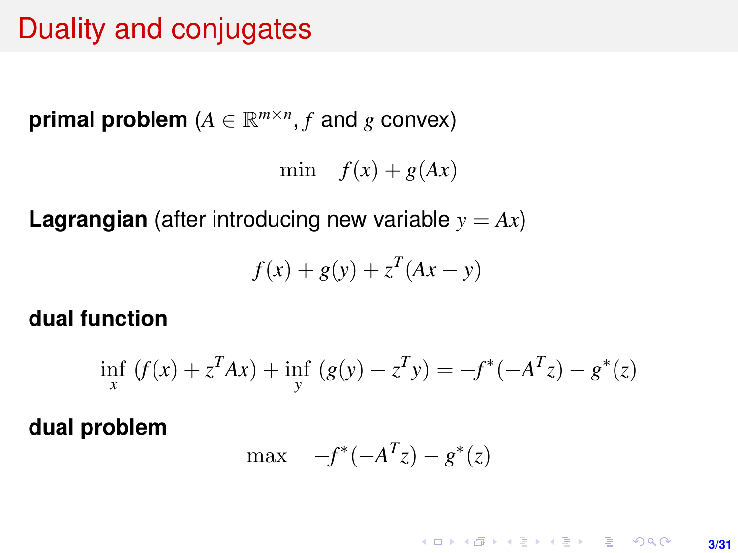# Duality and conjugates

**primal problem** ($A \in \mathbb{R}^{m \times n}$, $f$ and $g$ convex)

$$\min \quad f(x) + g(Ax)$$

**Lagrangian** (after introducing new variable $y = Ax$)

$$f(x) + g(y) + z^T(Ax - y)$$

**dual function**

$$\inf_x \, (f(x) + z^T Ax) + \inf_y \, (g(y) - z^T y) = -f^*(-A^T z) - g^*(z)$$

**dual problem**

$$\max \quad -f^*(-A^T z) - g^*(z)$$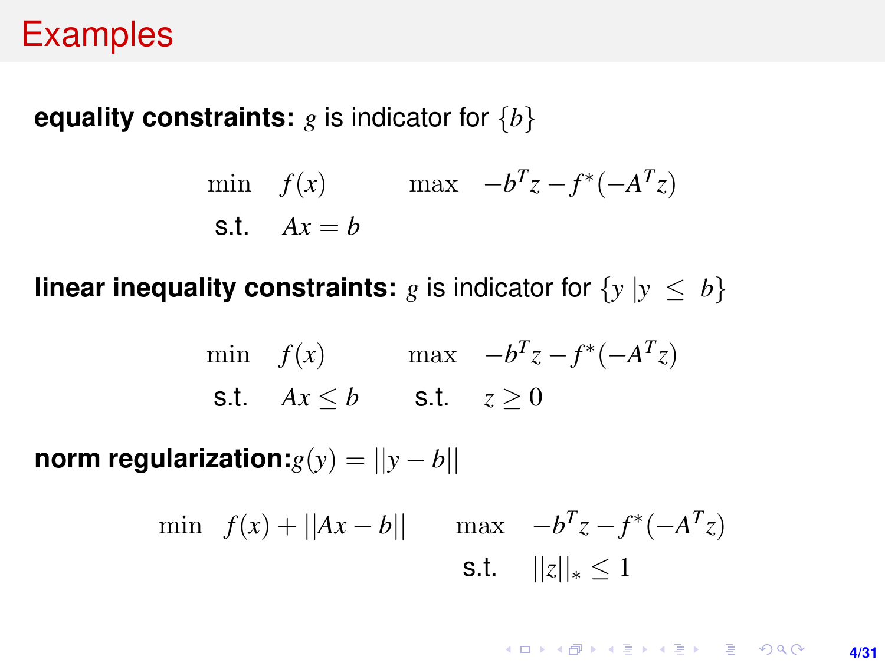# Examples

**equality constraints:** $g$ is indicator for $\{b\}$

$$
\begin{array}{ll}
\min & f(x) \\
\text{s.t.} & Ax = b
\end{array}
\qquad
\begin{array}{ll}
\max & -b^T z - f^*(-A^T z)
\end{array}
$$

**linear inequality constraints:** $g$ is indicator for $\{y \mid y \leq b\}$

$$
\begin{array}{ll}
\min & f(x) \\
\text{s.t.} & Ax \leq b
\end{array}
\qquad
\begin{array}{ll}
\max & -b^T z - f^*(-A^T z) \\
\text{s.t.} & z \geq 0
\end{array}
$$

**norm regularization:** $g(y) = ||y - b||$

$$
\begin{array}{ll}
\min & f(x) + ||Ax - b||
\end{array}
\qquad
\begin{array}{ll}
\max & -b^T z - f^*(-A^T z) \\
\text{s.t.} & ||z||_* \leq 1
\end{array}
$$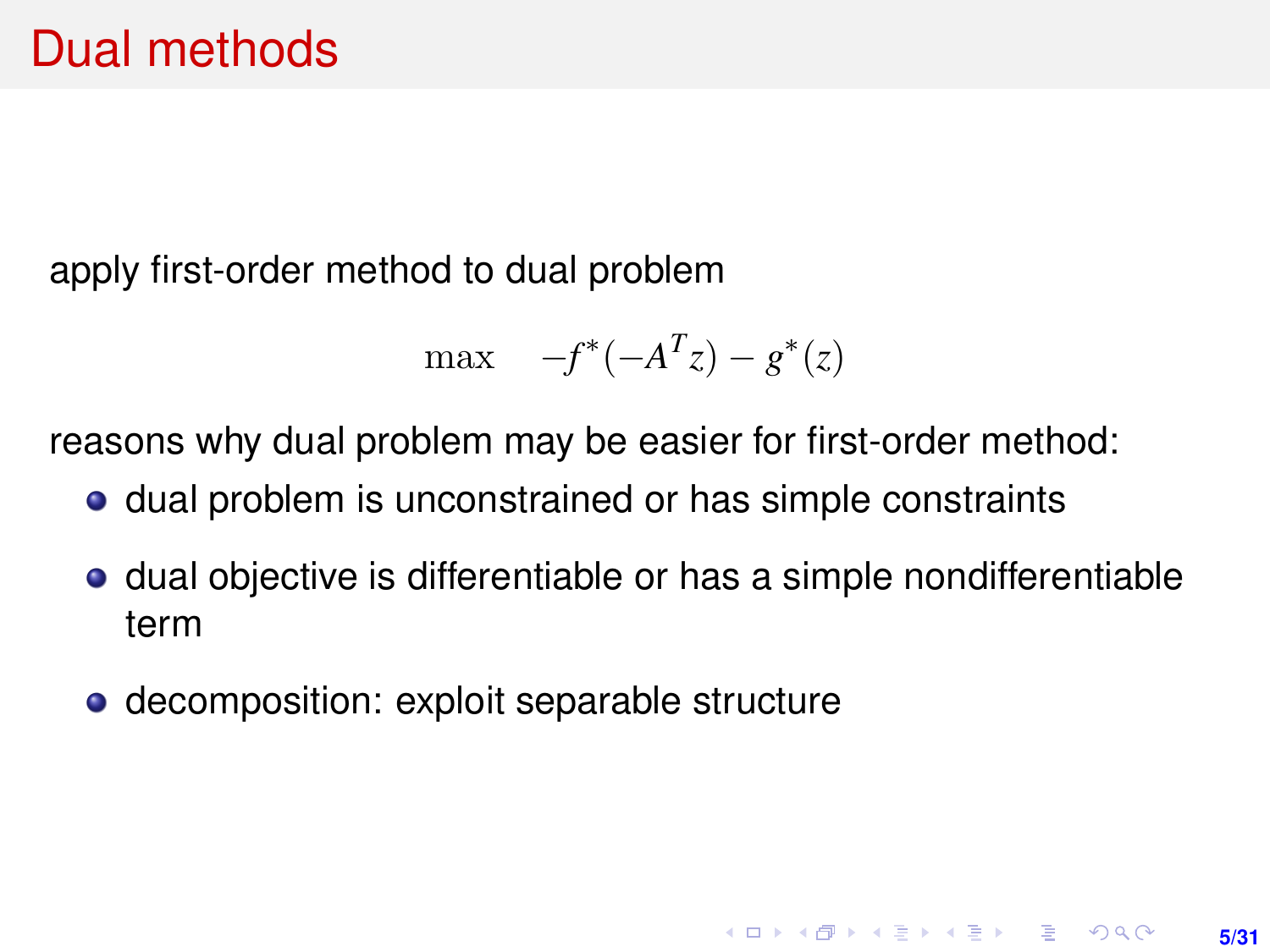# Dual methods

apply first-order method to dual problem

$$\max \quad -f^*(-A^T z) - g^*(z)$$

reasons why dual problem may be easier for first-order method:

- dual problem is unconstrained or has simple constraints
- dual objective is differentiable or has a simple nondifferentiable term
- decomposition: exploit separable structure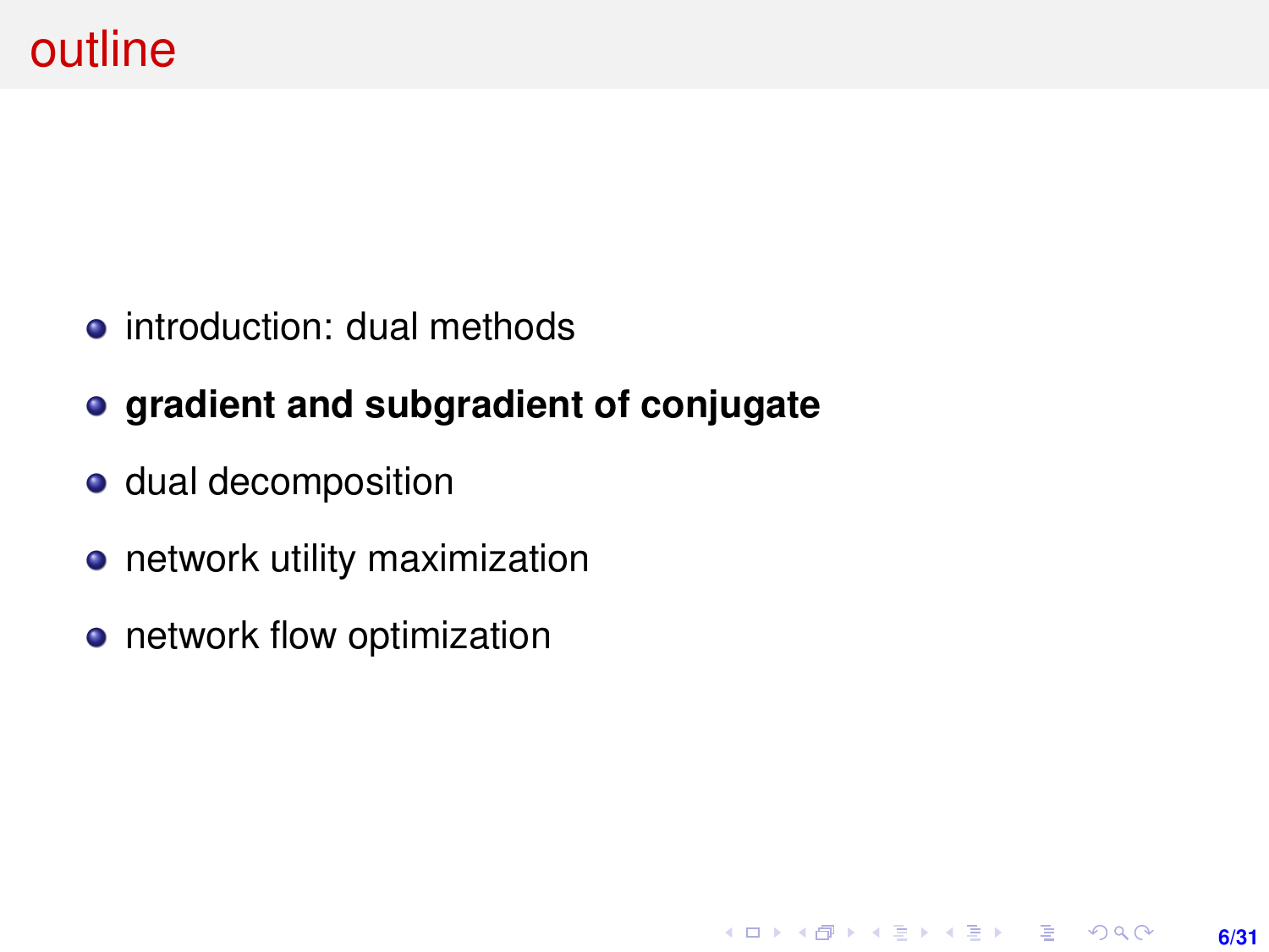# outline

- introduction: dual methods
- **gradient and subgradient of conjugate**
- dual decomposition
- network utility maximization
- network flow optimization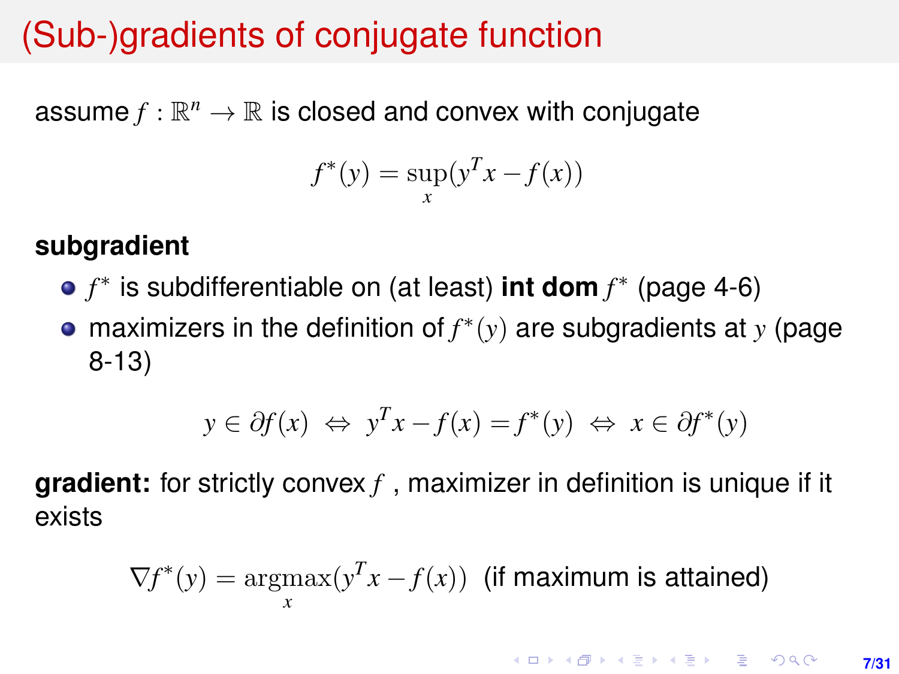# (Sub-)gradients of conjugate function

assume $f : \mathbb{R}^n \to \mathbb{R}$ is closed and convex with conjugate

$$f^*(y) = \sup_x (y^T x - f(x))$$

**subgradient**

- $f^*$ is subdifferentiable on (at least) **int dom** $f^*$ (page 4-6)
- maximizers in the definition of $f^*(y)$ are subgradients at $y$ (page 8-13)

$$y \in \partial f(x) \;\Leftrightarrow\; y^T x - f(x) = f^*(y) \;\Leftrightarrow\; x \in \partial f^*(y)$$

**gradient:** for strictly convex $f$, maximizer in definition is unique if it exists

$$\nabla f^*(y) = \operatorname*{argmax}_x (y^T x - f(x)) \quad \text{(if maximum is attained)}$$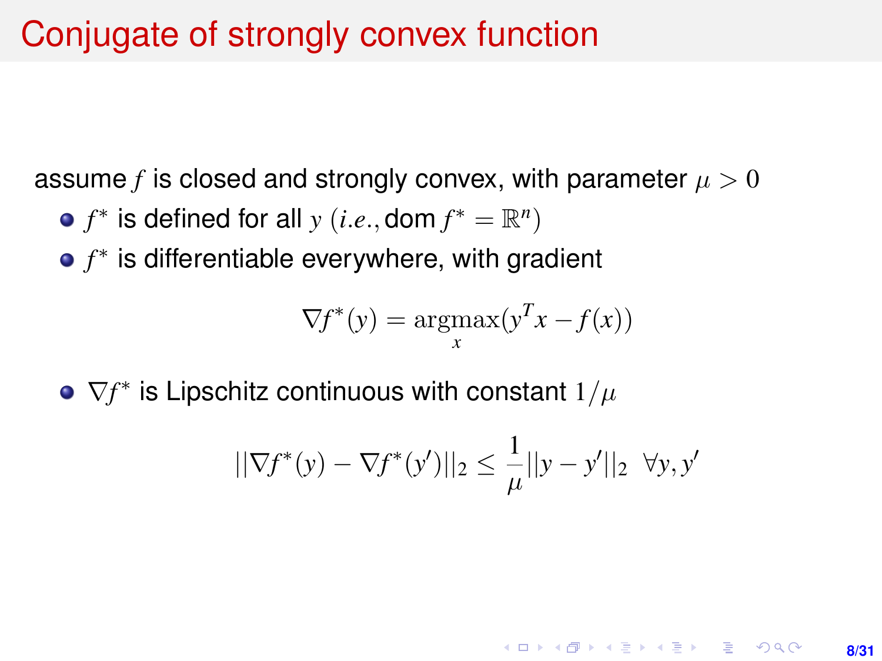# Conjugate of strongly convex function

assume $f$ is closed and strongly convex, with parameter $\mu > 0$

- $f^*$ is defined for all $y$ ($i.e.$, dom $f^* = \mathbb{R}^n$)
- $f^*$ is differentiable everywhere, with gradient

$$\nabla f^*(y) = \underset{x}{\operatorname{argmax}}(y^T x - f(x))$$

- $\nabla f^*$ is Lipschitz continuous with constant $1/\mu$

$$||\nabla f^*(y) - \nabla f^*(y')||_2 \leq \frac{1}{\mu}||y - y'||_2 \ \ \forall y, y'$$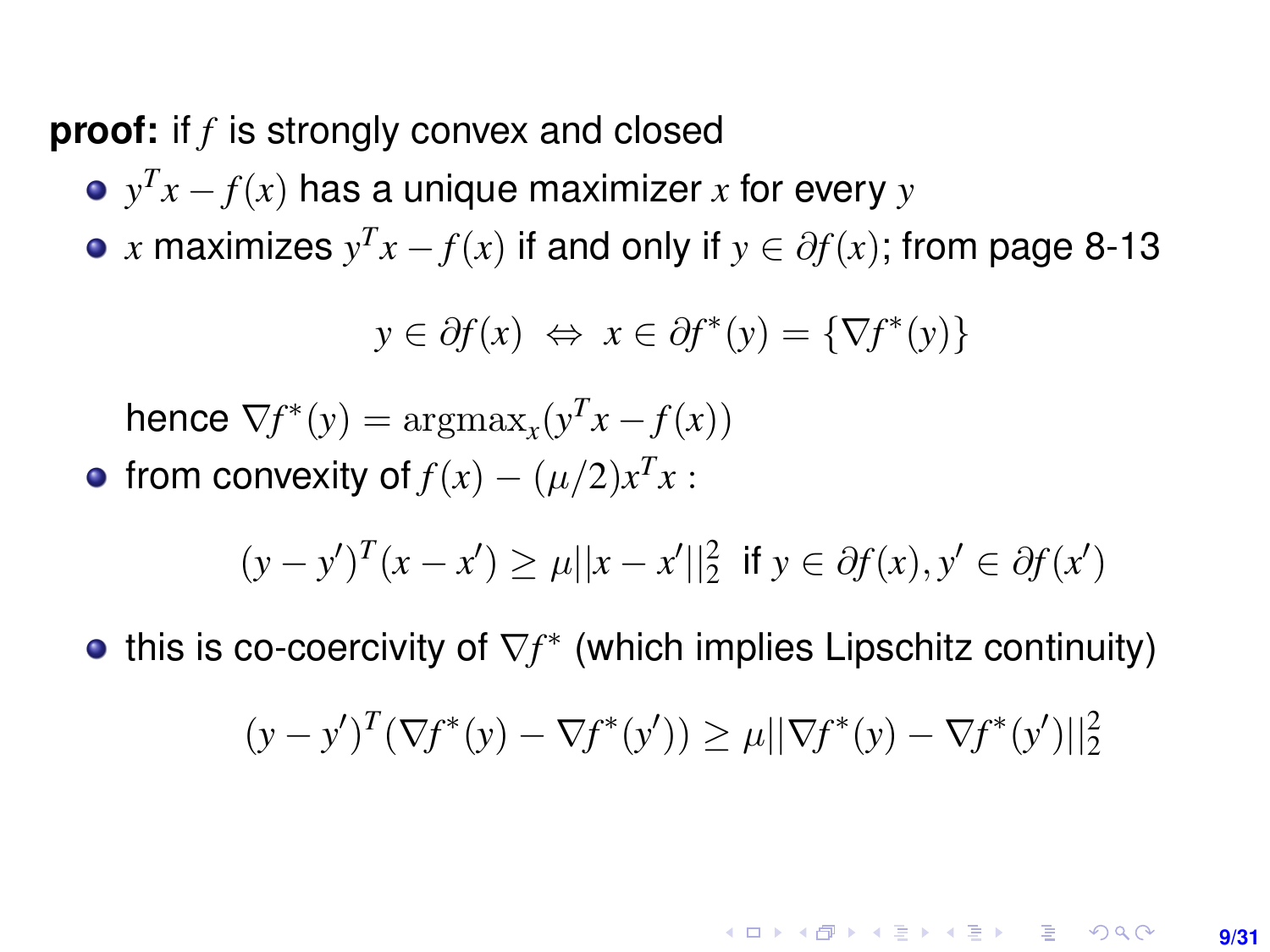**proof:** if $f$ is strongly convex and closed

- $y^T x - f(x)$ has a unique maximizer $x$ for every $y$
- $x$ maximizes $y^T x - f(x)$ if and only if $y \in \partial f(x)$; from page 8-13

$$y \in \partial f(x) \;\Leftrightarrow\; x \in \partial f^*(y) = \{\nabla f^*(y)\}$$

  hence $\nabla f^*(y) = \mathrm{argmax}_x (y^T x - f(x))$

- from convexity of $f(x) - (\mu/2)x^T x$ :

$$(y - y')^T (x - x') \geq \mu ||x - x'||_2^2 \text{ if } y \in \partial f(x), y' \in \partial f(x')$$

- this is co-coercivity of $\nabla f^*$ (which implies Lipschitz continuity)

$$(y - y')^T (\nabla f^*(y) - \nabla f^*(y')) \geq \mu ||\nabla f^*(y) - \nabla f^*(y')||_2^2$$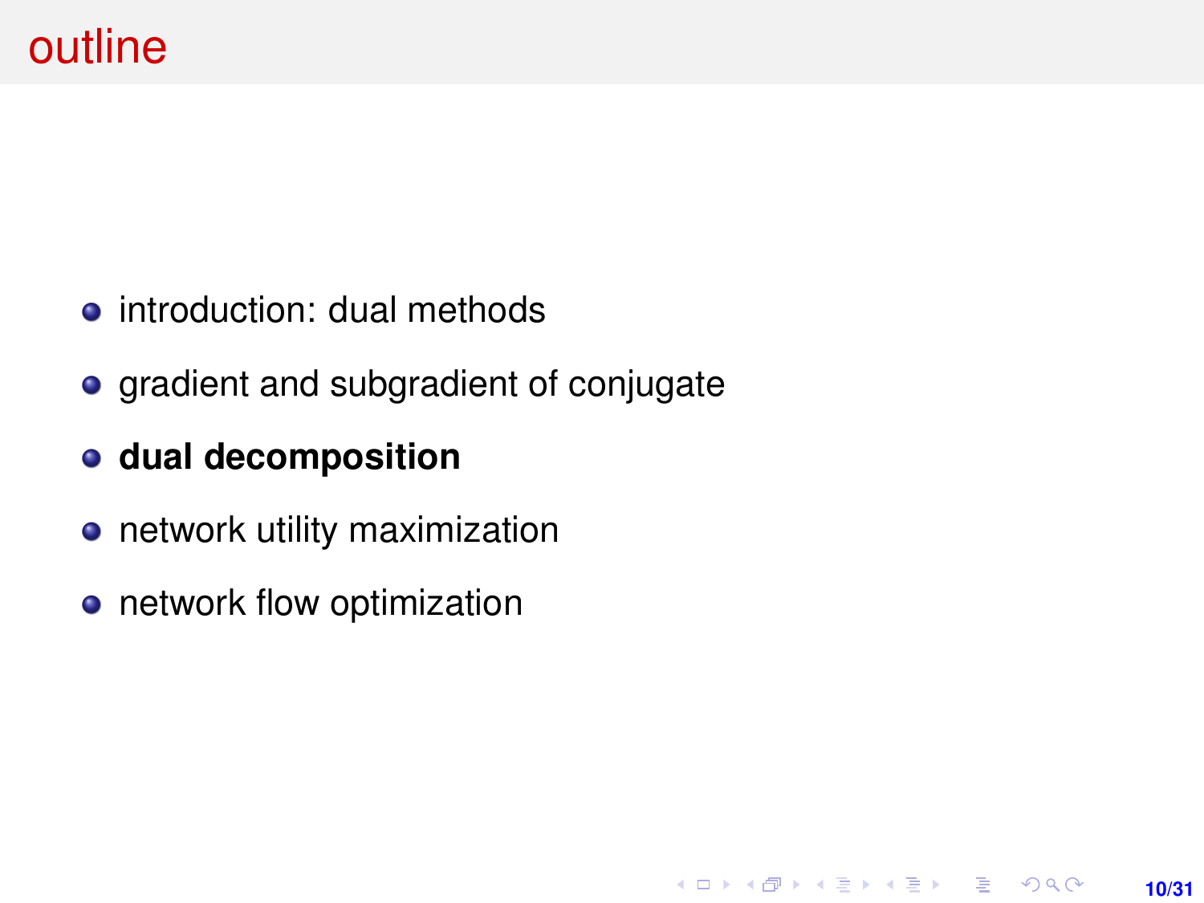# outline

- introduction: dual methods
- gradient and subgradient of conjugate
- **dual decomposition**
- network utility maximization
- network flow optimization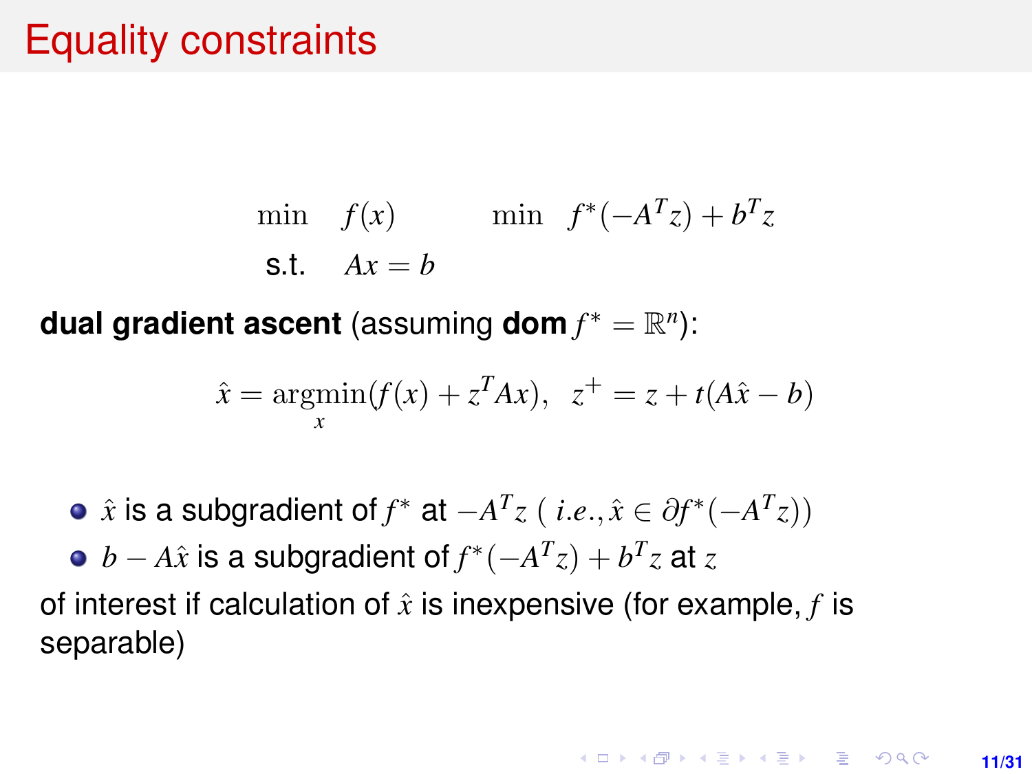# Equality constraints

$$
\begin{array}{ll}
\min & f(x) \\
\text{s.t.} & Ax = b
\end{array}
\qquad\qquad
\min \quad f^*(-A^T z) + b^T z
$$

**dual gradient ascent** (assuming **dom** $f^* = \mathbb{R}^n$):

$$
\hat{x} = \operatorname*{argmin}_x (f(x) + z^T A x), \quad z^+ = z + t(A\hat{x} - b)
$$

- $\hat{x}$ is a subgradient of $f^*$ at $-A^T z$ ( $i.e., \hat{x} \in \partial f^*(-A^T z)$)
- $b - A\hat{x}$ is a subgradient of $f^*(-A^T z) + b^T z$ at $z$

of interest if calculation of $\hat{x}$ is inexpensive (for example, $f$ is separable)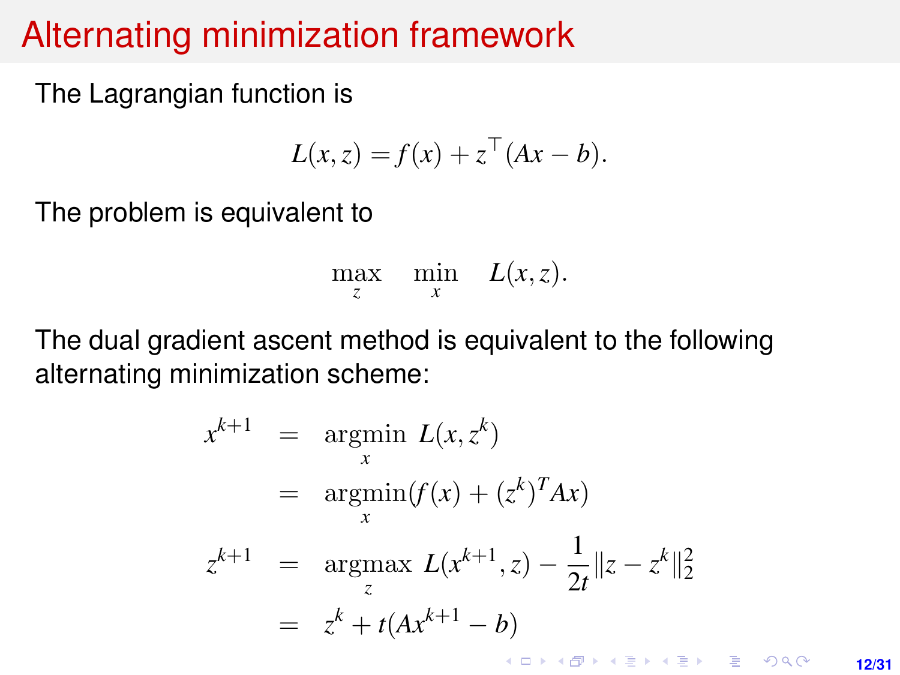# Alternating minimization framework

The Lagrangian function is

$$L(x, z) = f(x) + z^\top (Ax - b).$$

The problem is equivalent to

$$\max_{z} \quad \min_{x} \quad L(x, z).$$

The dual gradient ascent method is equivalent to the following alternating minimization scheme:

$$
\begin{aligned}
x^{k+1} &= \underset{x}{\operatorname{argmin}} \ L(x, z^k) \\
&= \underset{x}{\operatorname{argmin}} (f(x) + (z^k)^T Ax) \\
z^{k+1} &= \underset{z}{\operatorname{argmax}} \ L(x^{k+1}, z) - \frac{1}{2t} \|z - z^k\|_2^2 \\
&= z^k + t(Ax^{k+1} - b)
\end{aligned}
$$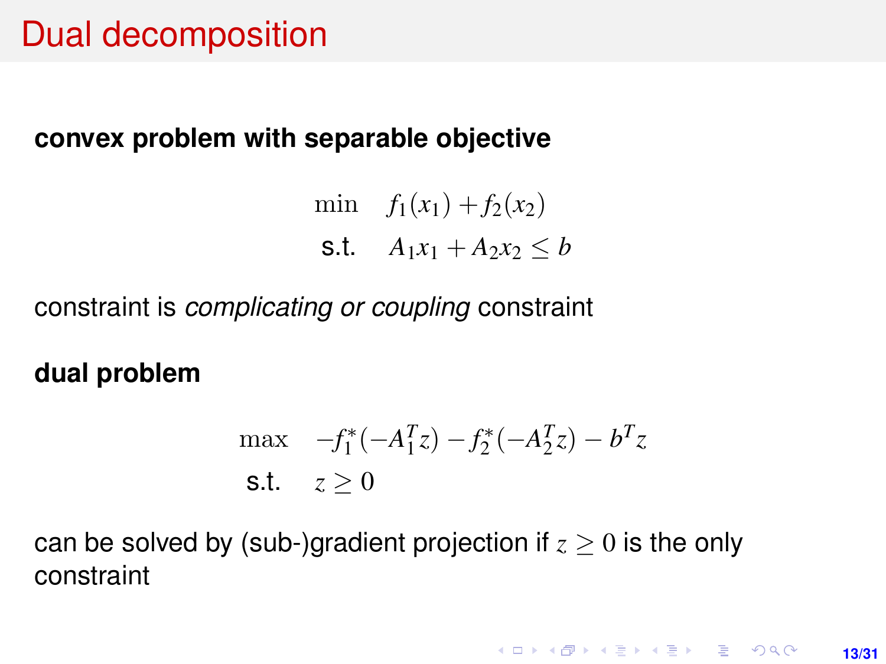# Dual decomposition

**convex problem with separable objective**

$$
\begin{array}{ll}
\min & f_1(x_1) + f_2(x_2) \\
\text{s.t.} & A_1 x_1 + A_2 x_2 \leq b
\end{array}
$$

constraint is *complicating or coupling* constraint

**dual problem**

$$
\begin{array}{ll}
\max & -f_1^*(-A_1^T z) - f_2^*(-A_2^T z) - b^T z \\
\text{s.t.} & z \geq 0
\end{array}
$$

can be solved by (sub-)gradient projection if $z \geq 0$ is the only constraint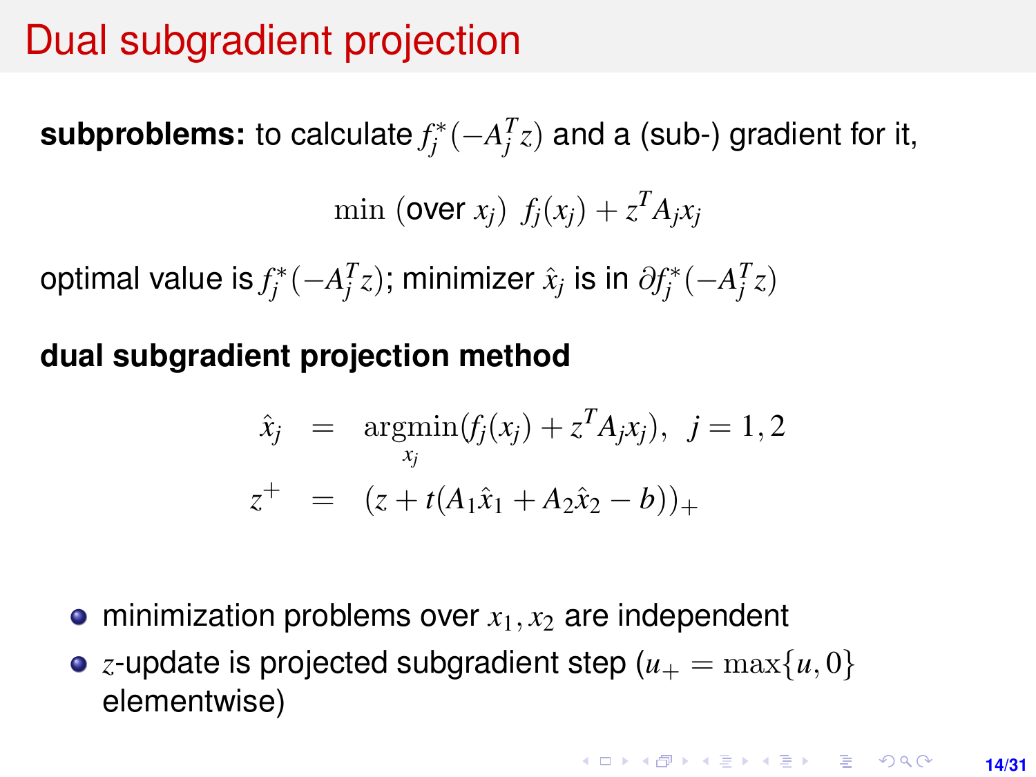# Dual subgradient projection

**subproblems:** to calculate $f_j^*(-A_j^T z)$ and a (sub-) gradient for it,

$$\min \text{ (over } x_j) \;\; f_j(x_j) + z^T A_j x_j$$

optimal value is $f_j^*(-A_j^T z)$; minimizer $\hat{x}_j$ is in $\partial f_j^*(-A_j^T z)$

**dual subgradient projection method**

$$\begin{aligned}
\hat{x}_j &= \underset{x_j}{\operatorname{argmin}}(f_j(x_j) + z^T A_j x_j), \;\; j = 1, 2 \\
z^+ &= (z + t(A_1 \hat{x}_1 + A_2 \hat{x}_2 - b))_+
\end{aligned}$$

- minimization problems over $x_1, x_2$ are independent
- $z$-update is projected subgradient step ($u_+ = \max\{u, 0\}$ elementwise)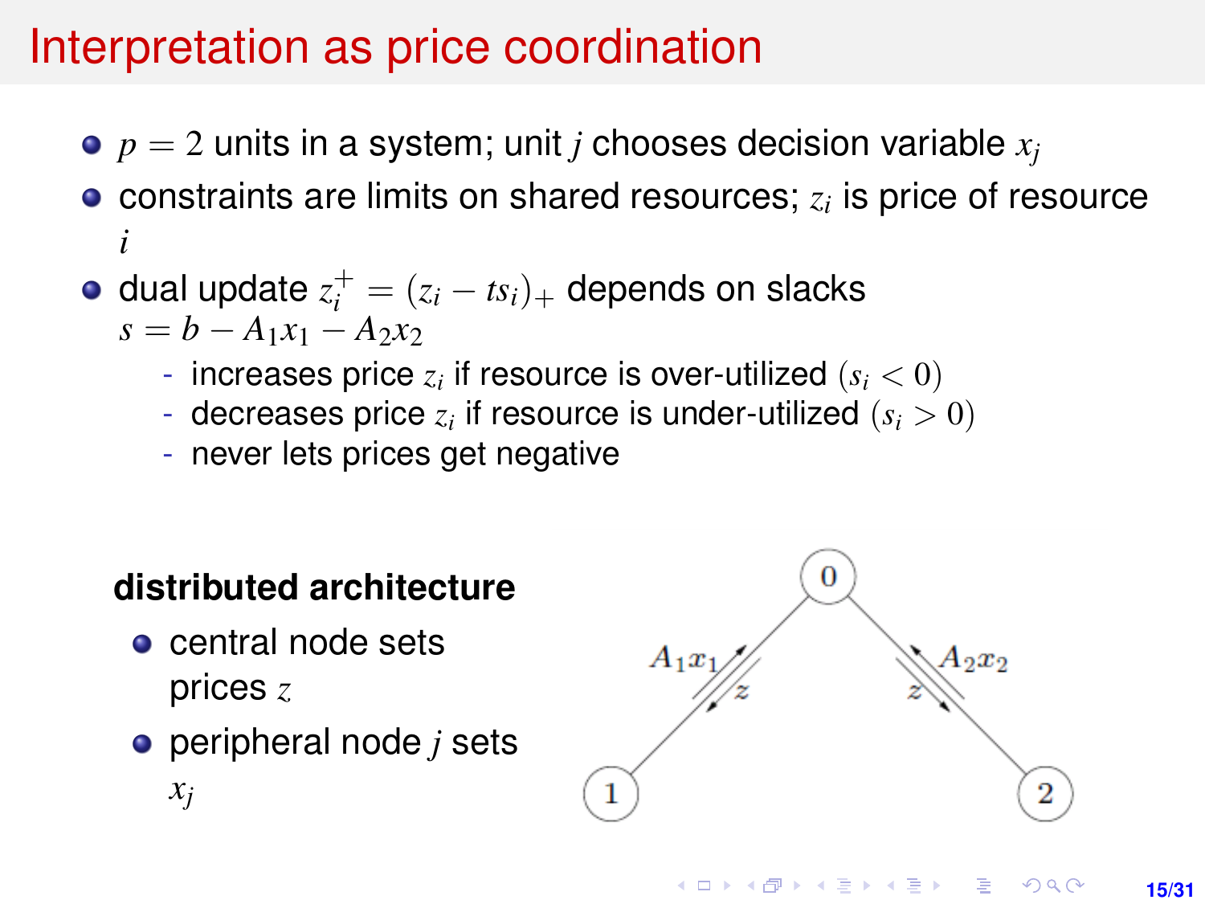# Interpretation as price coordination

- $p = 2$ units in a system; unit $j$ chooses decision variable $x_j$
- constraints are limits on shared resources; $z_i$ is price of resource $i$
- dual update $z_i^+ = (z_i - ts_i)_+$ depends on slacks $s = b - A_1x_1 - A_2x_2$
  - increases price $z_i$ if resource is over-utilized $(s_i < 0)$
  - decreases price $z_i$ if resource is under-utilized $(s_i > 0)$
  - never lets prices get negative

**distributed architecture**

- central node sets prices $z$
- peripheral node $j$ sets $x_j$

0

1

2

$A_1x_1$

$z$

$A_2x_2$

$z$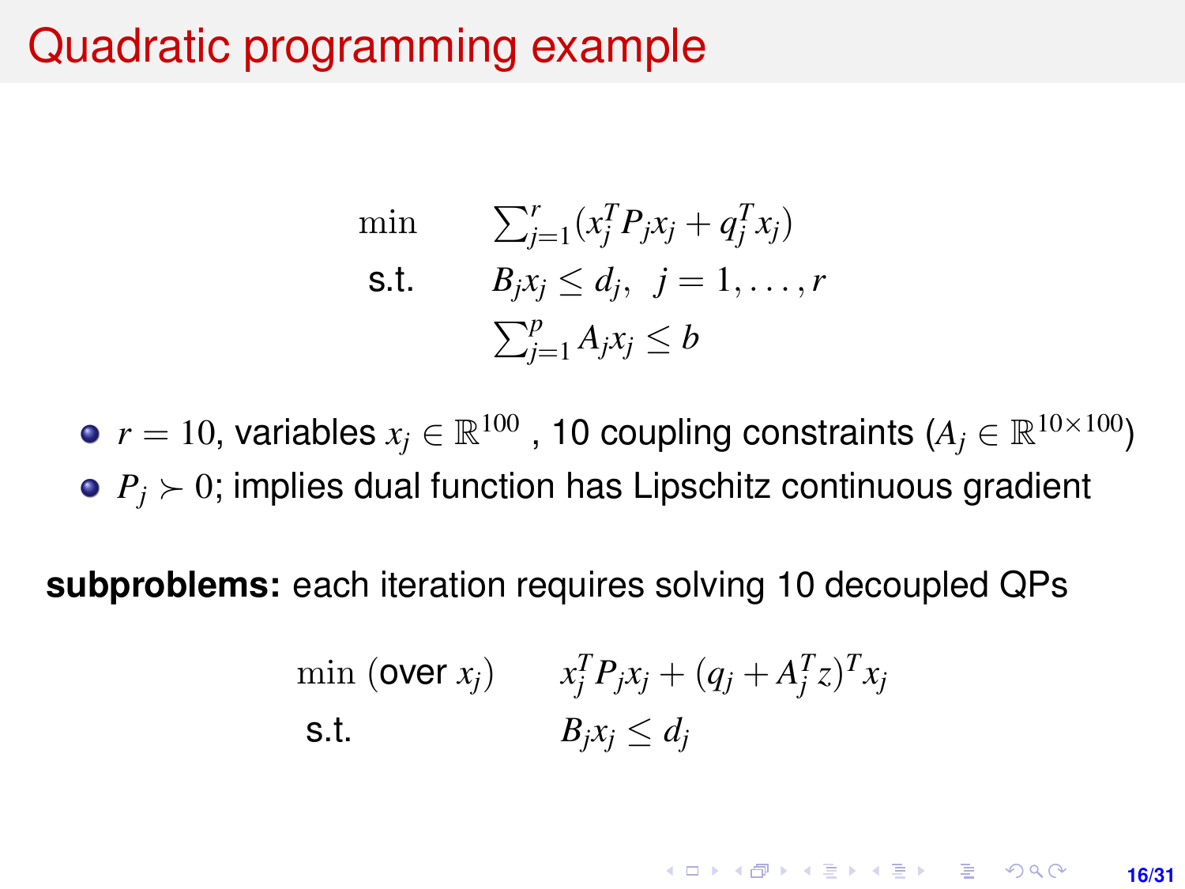# Quadratic programming example

$$
\begin{array}{ll}
\min & \sum_{j=1}^{r}(x_j^T P_j x_j + q_j^T x_j) \\
\text{s.t.} & B_j x_j \leq d_j, \;\; j = 1, \ldots, r \\
 & \sum_{j=1}^{p} A_j x_j \leq b
\end{array}
$$

- $r = 10$, variables $x_j \in \mathbb{R}^{100}$ , 10 coupling constraints ($A_j \in \mathbb{R}^{10 \times 100}$)
- $P_j \succ 0$; implies dual function has Lipschitz continuous gradient

**subproblems:** each iteration requires solving 10 decoupled QPs

$$
\begin{array}{ll}
\min \text{ (over } x_j) & x_j^T P_j x_j + (q_j + A_j^T z)^T x_j \\
\text{s.t.} & B_j x_j \leq d_j
\end{array}
$$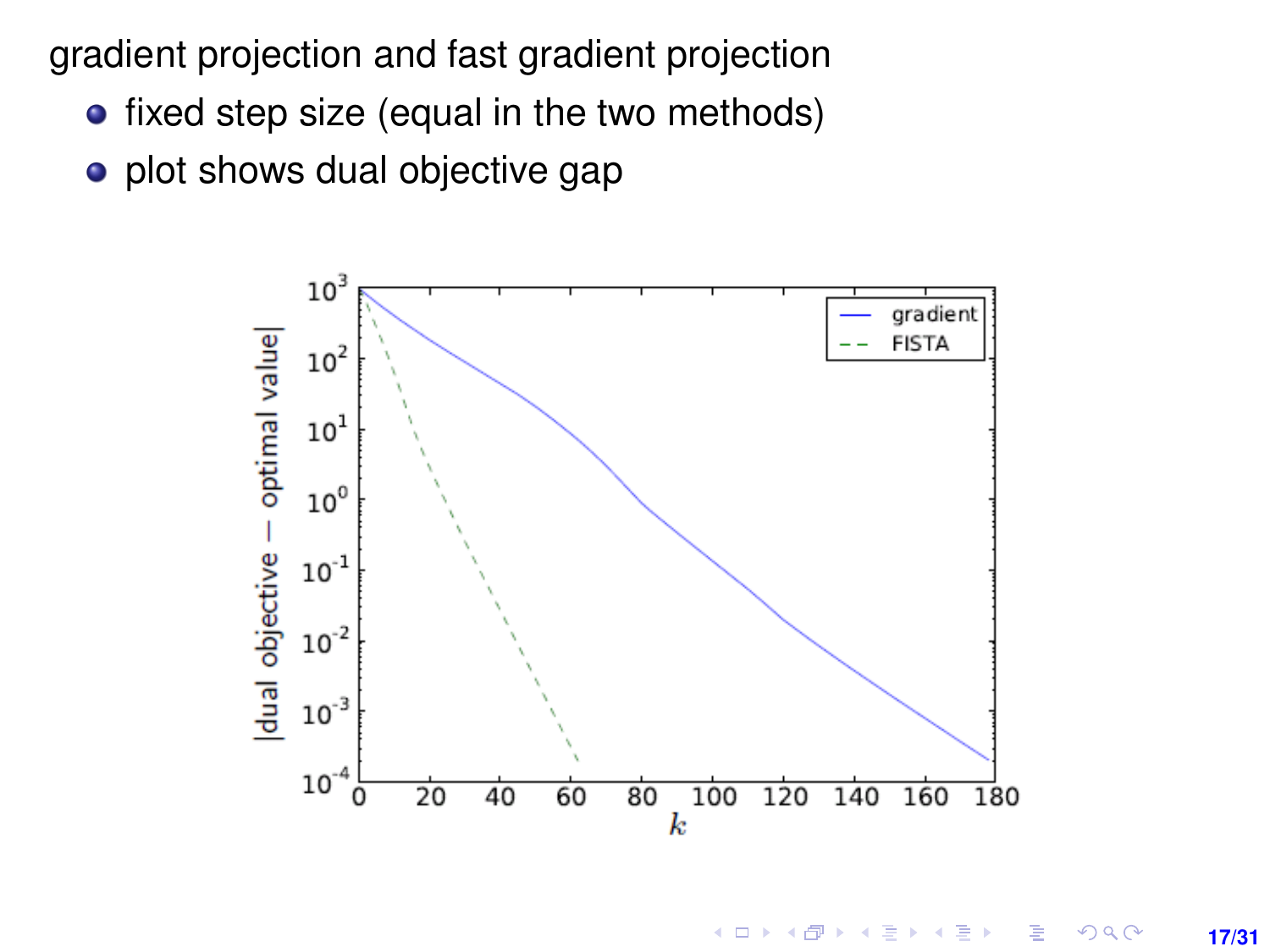gradient projection and fast gradient projection

- fixed step size (equal in the two methods)
- plot shows dual objective gap

|dual objective − optimal value|

$10^{3}$
$10^{2}$
$10^{1}$
$10^{0}$
$10^{-1}$
$10^{-2}$
$10^{-3}$
$10^{-4}$

0 20 40 60 80 100 120 140 160 180

$k$

gradient
FISTA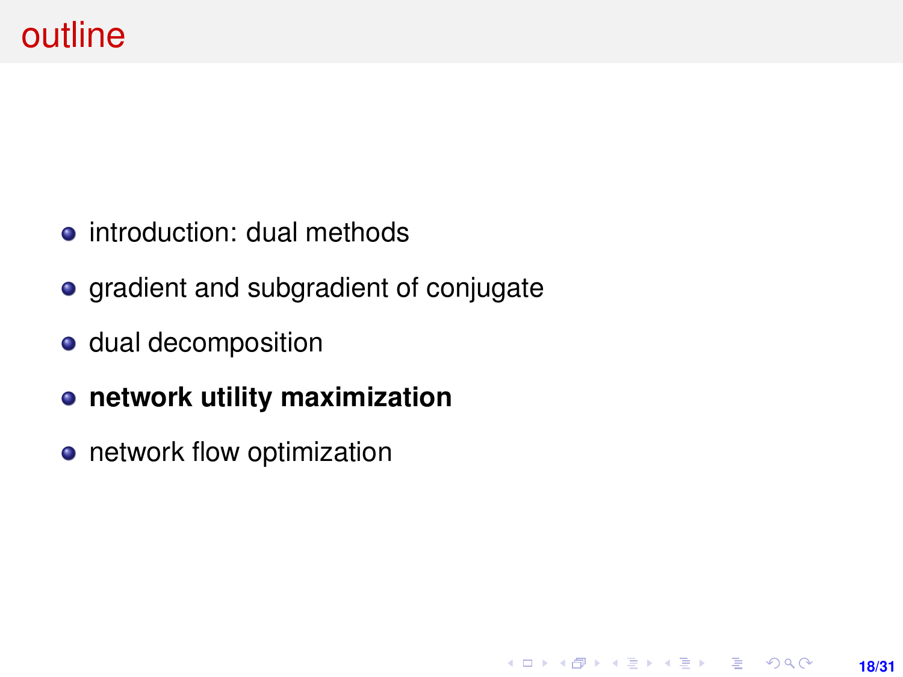# outline

- introduction: dual methods
- gradient and subgradient of conjugate
- dual decomposition
- **network utility maximization**
- network flow optimization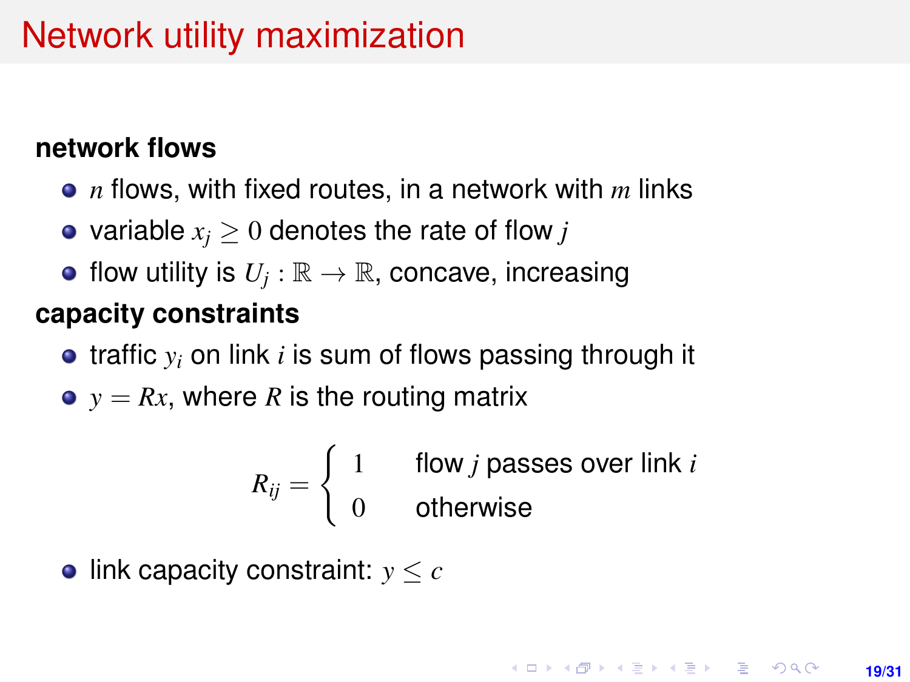# Network utility maximization

**network flows**

- $n$ flows, with fixed routes, in a network with $m$ links
- variable $x_j \geq 0$ denotes the rate of flow $j$
- flow utility is $U_j : \mathbb{R} \to \mathbb{R}$, concave, increasing

**capacity constraints**

- traffic $y_i$ on link $i$ is sum of flows passing through it
- $y = Rx$, where $R$ is the routing matrix

$$R_{ij} = \begin{cases} 1 & \text{flow } j \text{ passes over link } i \\ 0 & \text{otherwise} \end{cases}$$

- link capacity constraint: $y \leq c$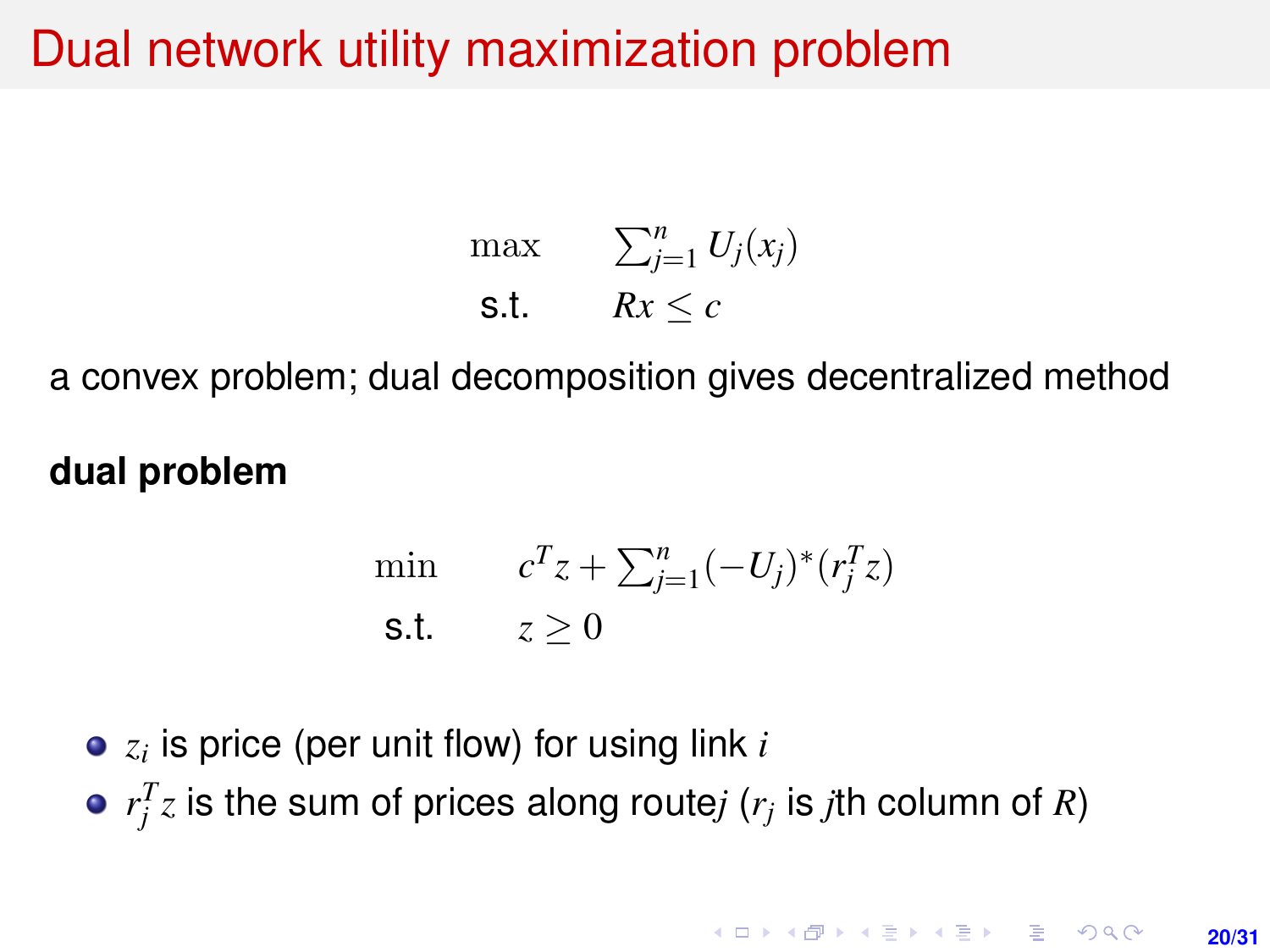# Dual network utility maximization problem

$$
\begin{array}{ll}
\max & \sum_{j=1}^{n} U_j(x_j) \\
\text{s.t.} & Rx \leq c
\end{array}
$$

a convex problem; dual decomposition gives decentralized method

**dual problem**

$$
\begin{array}{ll}
\min & c^T z + \sum_{j=1}^{n} (-U_j)^*(r_j^T z) \\
\text{s.t.} & z \geq 0
\end{array}
$$

- $z_i$ is price (per unit flow) for using link $i$
- $r_j^T z$ is the sum of prices along route $j$ ($r_j$ is $j$th column of $R$)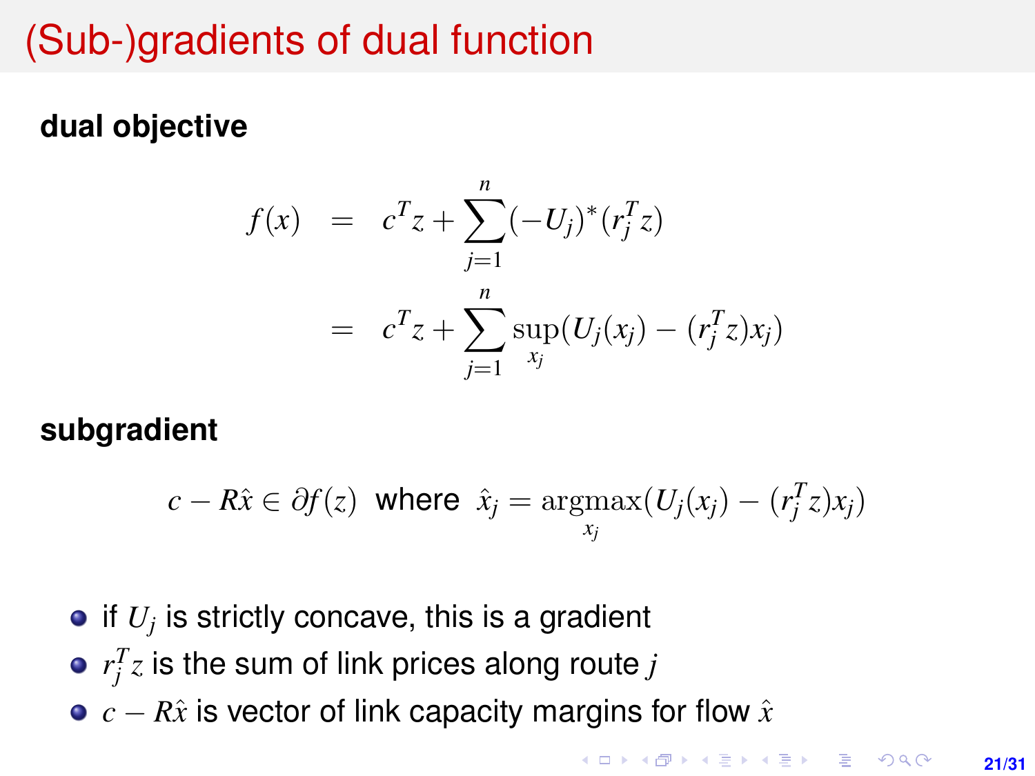# (Sub-)gradients of dual function

**dual objective**

$$
\begin{aligned}
f(x) &= c^T z + \sum_{j=1}^{n} (-U_j)^*(r_j^T z) \\
&= c^T z + \sum_{j=1}^{n} \sup_{x_j} (U_j(x_j) - (r_j^T z) x_j)
\end{aligned}
$$

**subgradient**

$$
c - R\hat{x} \in \partial f(z) \ \text{ where } \ \hat{x}_j = \operatorname*{argmax}_{x_j} (U_j(x_j) - (r_j^T z) x_j)
$$

- if $U_j$ is strictly concave, this is a gradient
- $r_j^T z$ is the sum of link prices along route $j$
- $c - R\hat{x}$ is vector of link capacity margins for flow $\hat{x}$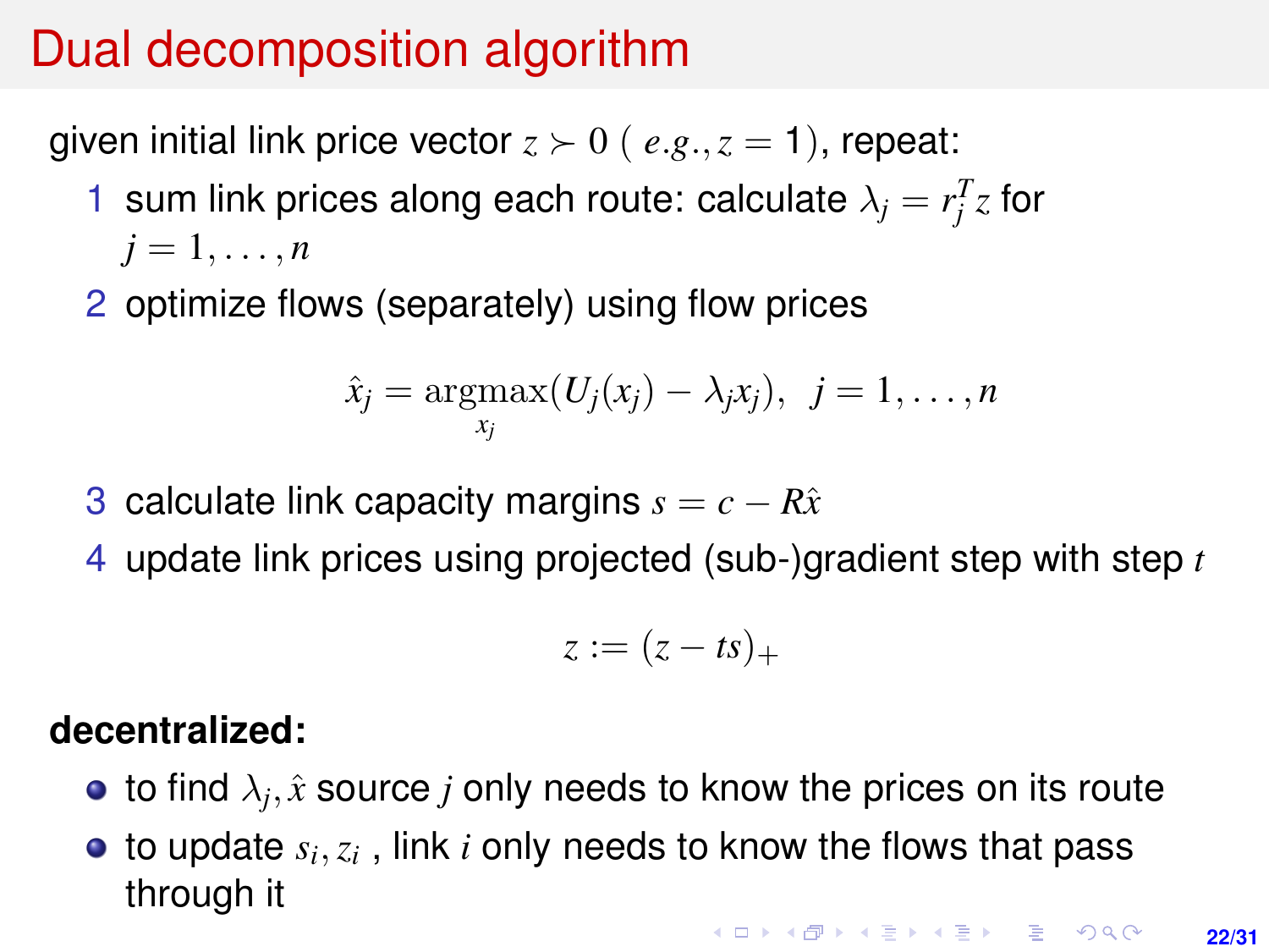# Dual decomposition algorithm

given initial link price vector $z \succ 0$ ( $e.g., z = 1$), repeat:

1. sum link prices along each route: calculate $\lambda_j = r_j^T z$ for $j = 1, \ldots, n$
2. optimize flows (separately) using flow prices

$$\hat{x}_j = \underset{x_j}{\text{argmax}}(U_j(x_j) - \lambda_j x_j), \;\; j = 1, \ldots, n$$

3. calculate link capacity margins $s = c - R\hat{x}$
4. update link prices using projected (sub-)gradient step with step $t$

$$z := (z - ts)_+$$

**decentralized:**

- to find $\lambda_j, \hat{x}$ source $j$ only needs to know the prices on its route
- to update $s_i, z_i$ , link $i$ only needs to know the flows that pass through it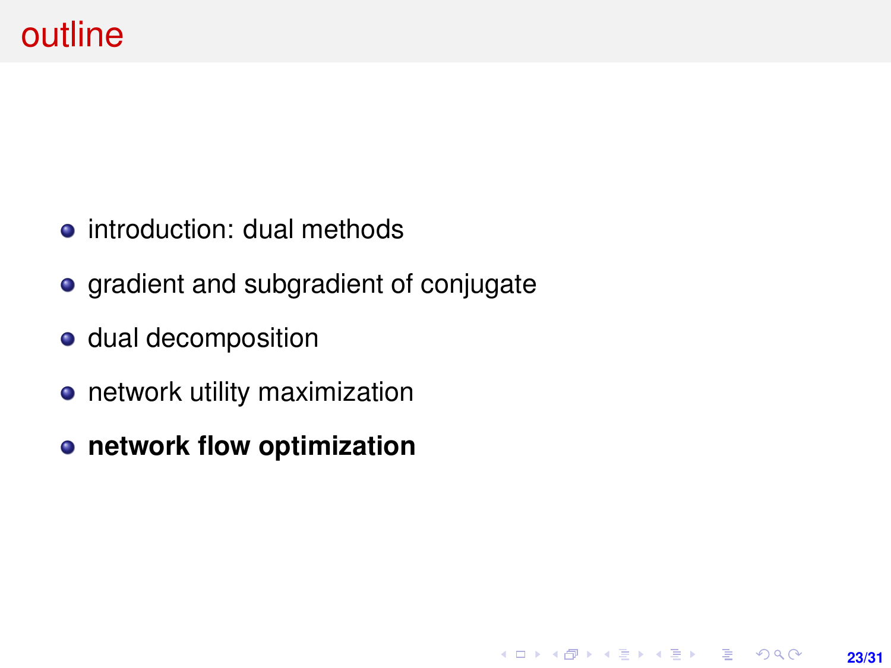# outline

- introduction: dual methods
- gradient and subgradient of conjugate
- dual decomposition
- network utility maximization
- **network flow optimization**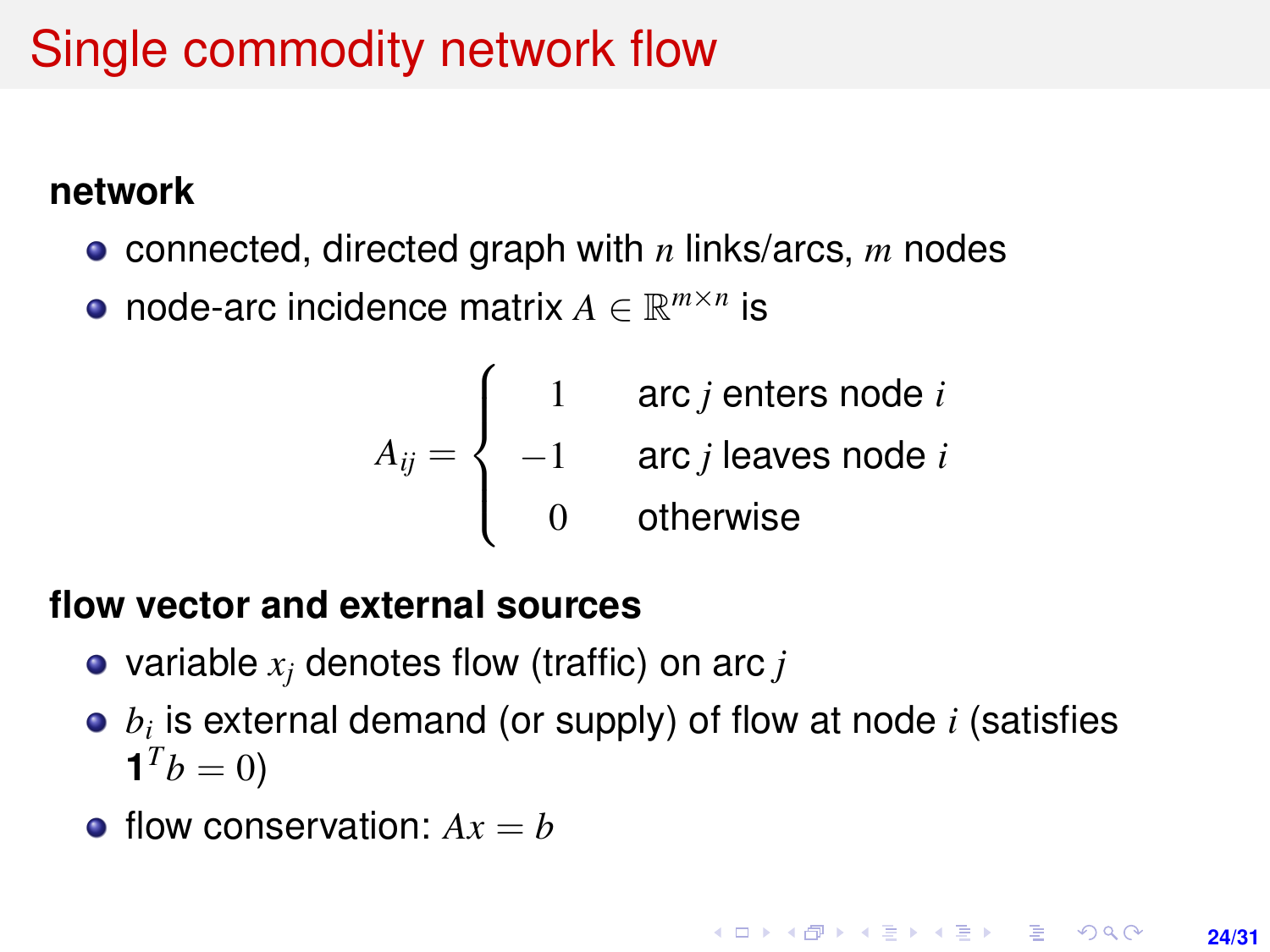# Single commodity network flow

**network**

- connected, directed graph with $n$ links/arcs, $m$ nodes
- node-arc incidence matrix $A \in \mathbb{R}^{m \times n}$ is

$$A_{ij} = \begin{cases} 1 & \text{arc } j \text{ enters node } i \\ -1 & \text{arc } j \text{ leaves node } i \\ 0 & \text{otherwise} \end{cases}$$

**flow vector and external sources**

- variable $x_j$ denotes flow (traffic) on arc $j$
- $b_i$ is external demand (or supply) of flow at node $i$ (satisfies $\mathbf{1}^T b = 0$)
- flow conservation: $Ax = b$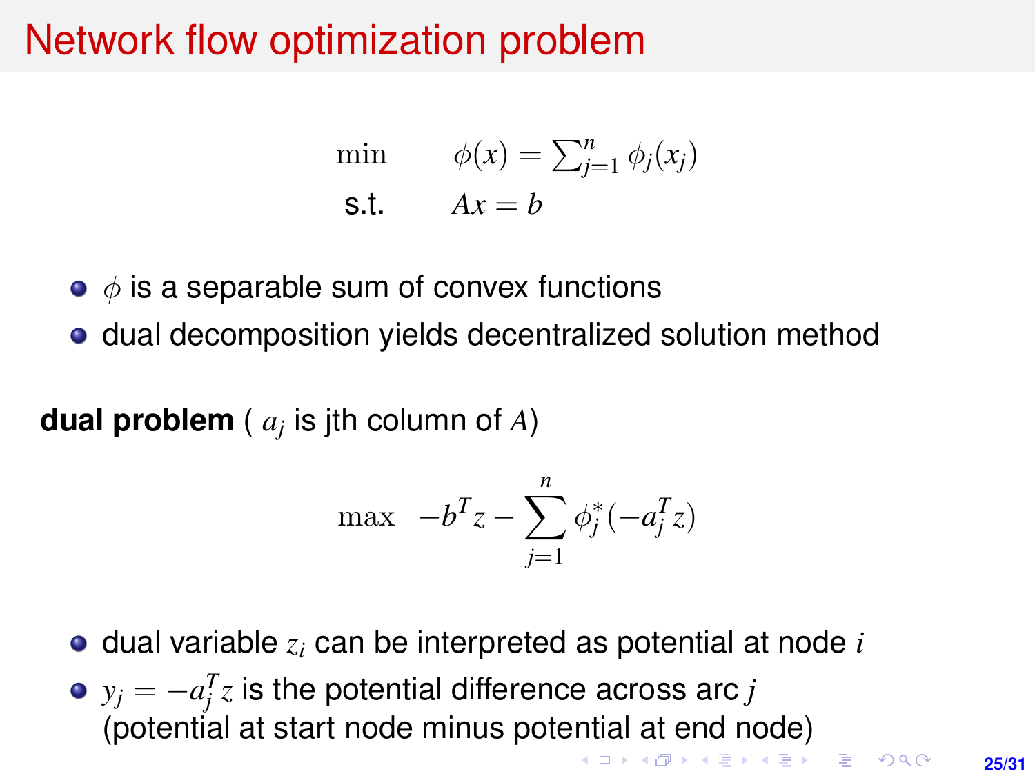# Network flow optimization problem

$$
\begin{array}{ll}
\min & \phi(x) = \sum_{j=1}^{n} \phi_j(x_j) \\
\text{s.t.} & Ax = b
\end{array}
$$

- $\phi$ is a separable sum of convex functions
- dual decomposition yields decentralized solution method

**dual problem** ( $a_j$ is jth column of $A$)

$$
\max \quad -b^T z - \sum_{j=1}^{n} \phi_j^*(-a_j^T z)
$$

- dual variable $z_i$ can be interpreted as potential at node $i$
- $y_j = -a_j^T z$ is the potential difference across arc $j$ (potential at start node minus potential at end node)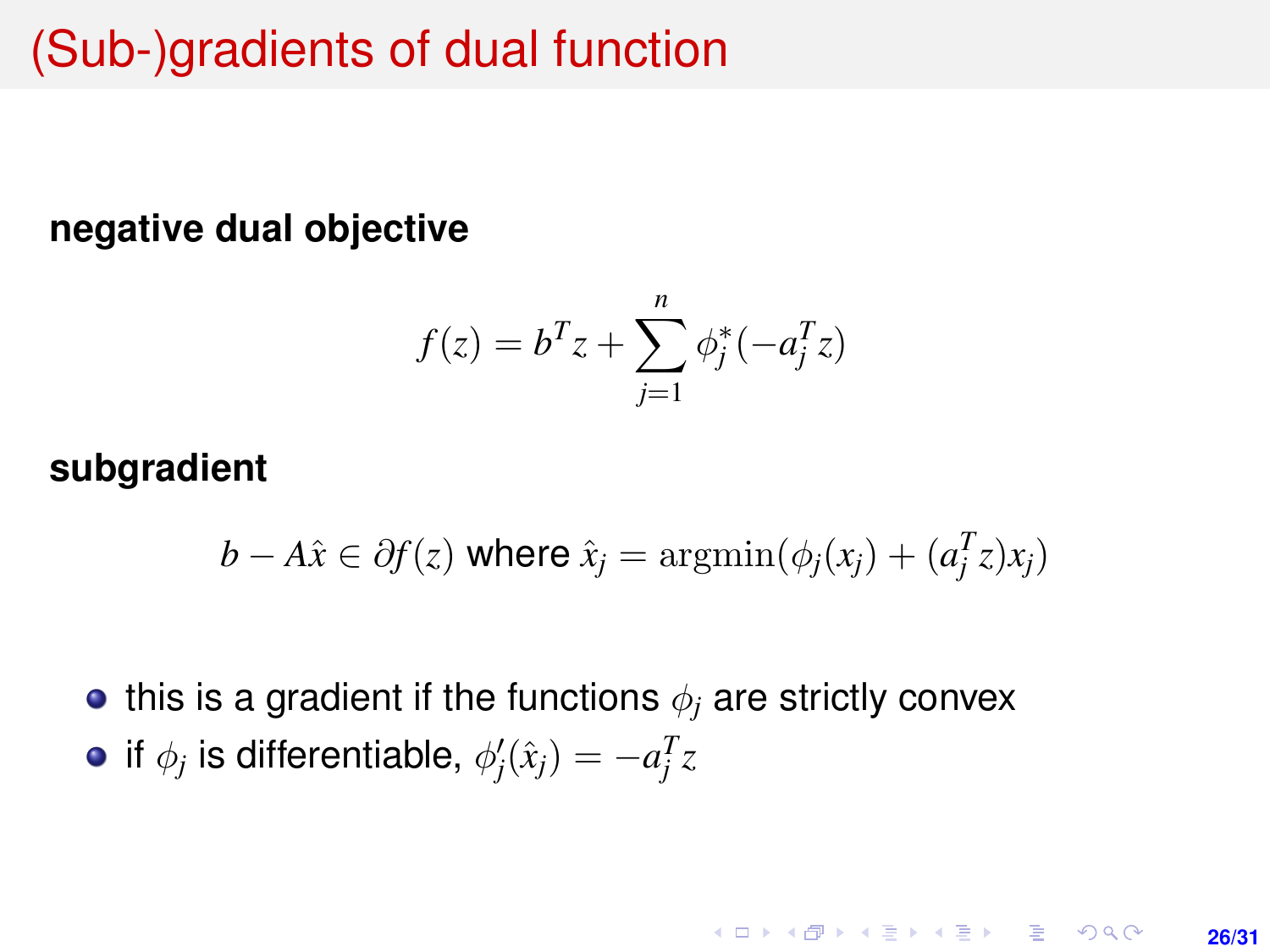# (Sub-)gradients of dual function

**negative dual objective**

$$f(z) = b^T z + \sum_{j=1}^{n} \phi_j^*(-a_j^T z)$$

**subgradient**

$$b - A\hat{x} \in \partial f(z) \text{ where } \hat{x}_j = \operatorname{argmin}(\phi_j(x_j) + (a_j^T z)x_j)$$

- this is a gradient if the functions $\phi_j$ are strictly convex
- if $\phi_j$ is differentiable, $\phi_j'(\hat{x}_j) = -a_j^T z$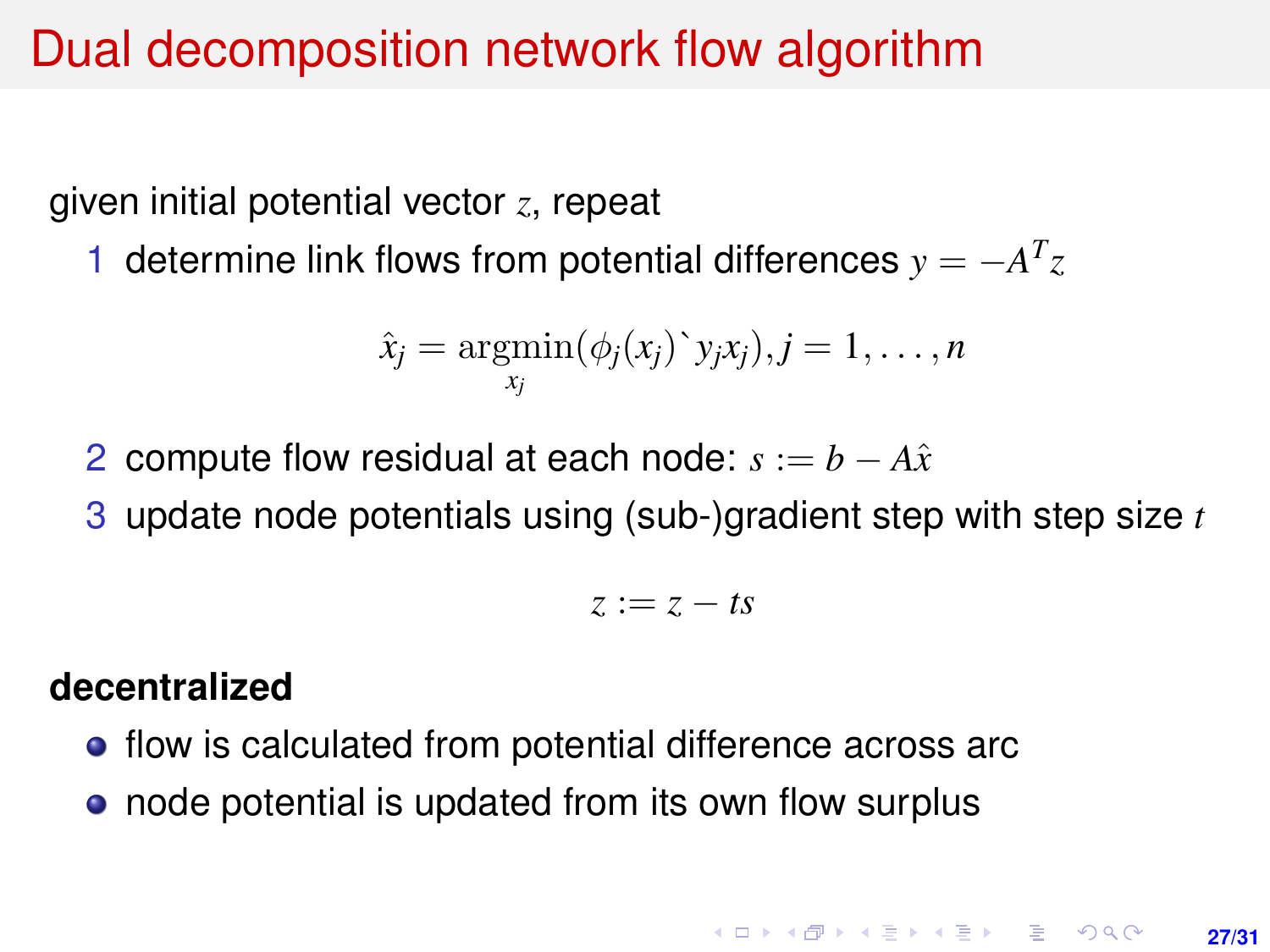# Dual decomposition network flow algorithm

given initial potential vector $z$, repeat

1. determine link flows from potential differences $y = -A^T z$

$$\hat{x}_j = \underset{x_j}{\operatorname{argmin}}(\phi_j(x_j) ` y_j x_j), j = 1, \ldots, n$$

2. compute flow residual at each node: $s := b - A\hat{x}$
3. update node potentials using (sub-)gradient step with step size $t$

$$z := z - ts$$

**decentralized**

- flow is calculated from potential difference across arc
- node potential is updated from its own flow surplus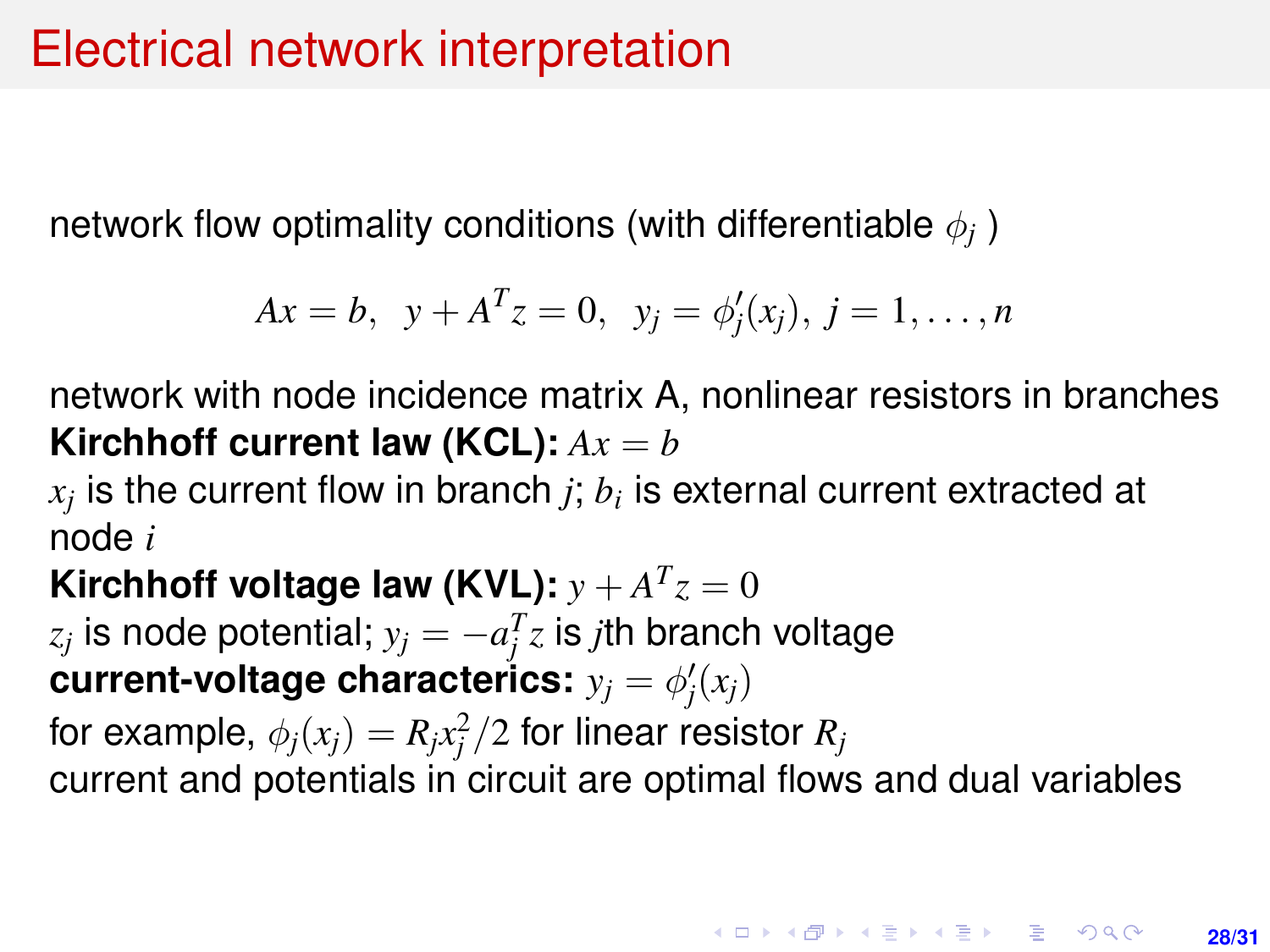# Electrical network interpretation

network flow optimality conditions (with differentiable $\phi_j$ )

$$Ax = b, \quad y + A^T z = 0, \quad y_j = \phi_j'(x_j), \; j = 1, \ldots, n$$

network with node incidence matrix A, nonlinear resistors in branches

**Kirchhoff current law (KCL):** $Ax = b$

$x_j$ is the current flow in branch $j$; $b_i$ is external current extracted at node $i$

**Kirchhoff voltage law (KVL):** $y + A^T z = 0$

$z_j$ is node potential; $y_j = -a_j^T z$ is $j$th branch voltage

**current-voltage characterics:** $y_j = \phi_j'(x_j)$

for example, $\phi_j(x_j) = R_j x_j^2/2$ for linear resistor $R_j$

current and potentials in circuit are optimal flows and dual variables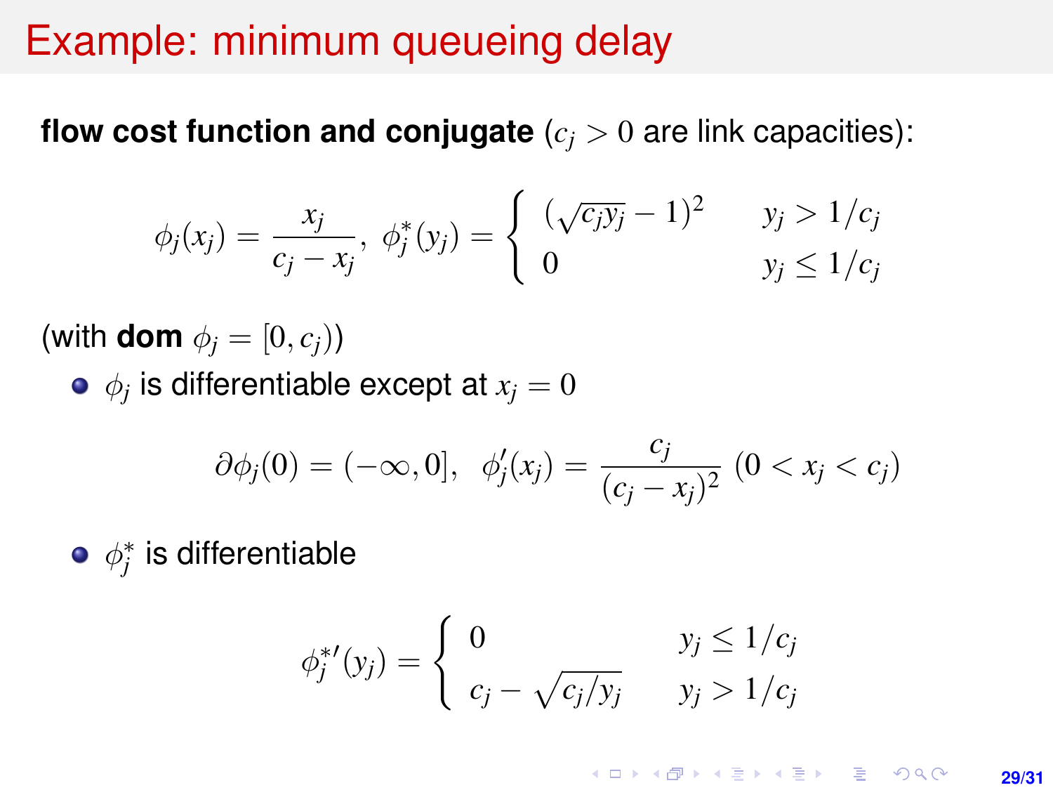# Example: minimum queueing delay

**flow cost function and conjugate** ($c_j > 0$ are link capacities):

$$\phi_j(x_j) = \frac{x_j}{c_j - x_j}, \ \phi_j^*(y_j) = \begin{cases} (\sqrt{c_j y_j} - 1)^2 & y_j > 1/c_j \\ 0 & y_j \leq 1/c_j \end{cases}$$

(with **dom** $\phi_j = [0, c_j)$)

- $\phi_j$ is differentiable except at $x_j = 0$

$$\partial \phi_j(0) = (-\infty, 0], \ \ \phi_j'(x_j) = \frac{c_j}{(c_j - x_j)^2} \ (0 < x_j < c_j)$$

- $\phi_j^*$ is differentiable

$$\phi_j^{*\prime}(y_j) = \begin{cases} 0 & y_j \leq 1/c_j \\ c_j - \sqrt{c_j / y_j} & y_j > 1/c_j \end{cases}$$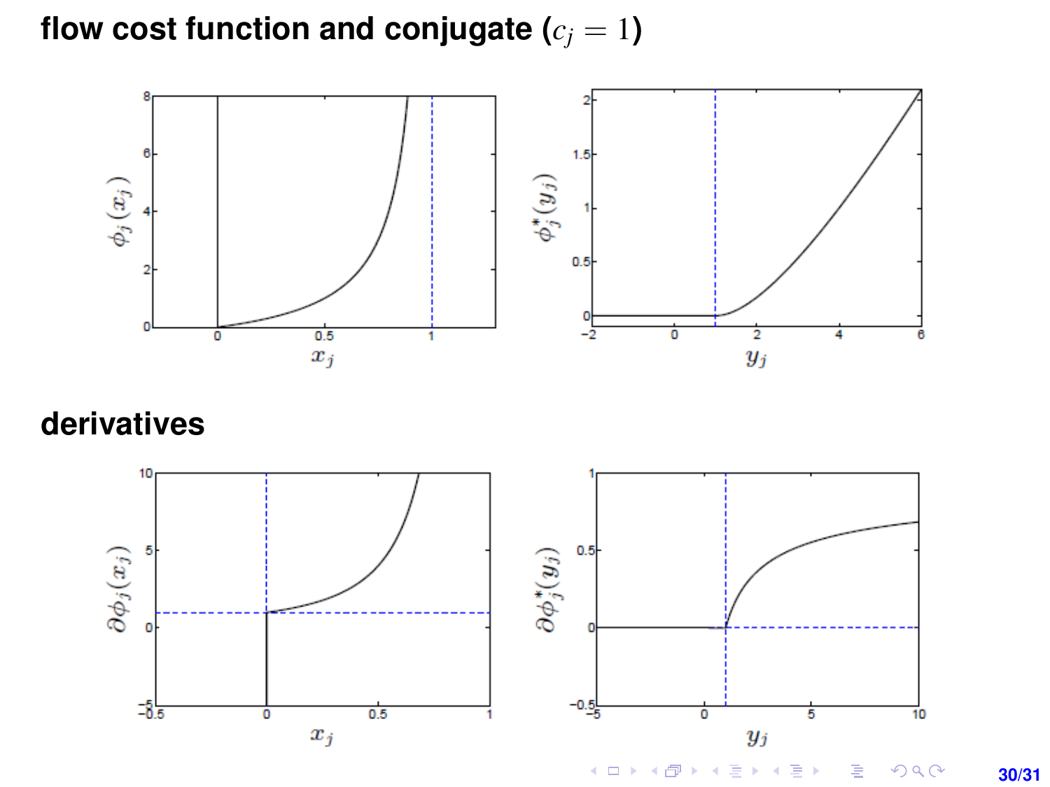## flow cost function and conjugate ($c_j = 1$)

$\phi_j(x_j)$

0
2
4
6
8

-0.5
0
0.5
1

$x_j$

$\phi_j^*(y_j)$

0
0.5
1
1.5
2

−2
0
2
4
6

$y_j$

## derivatives

$\partial\phi_j(x_j)$

−5
0
5
10

−0.5
0
0.5
1

$x_j$

$\partial\phi_j^*(y_j)$

−0.5
0
0.5
1

−5
0
5
10

$y_j$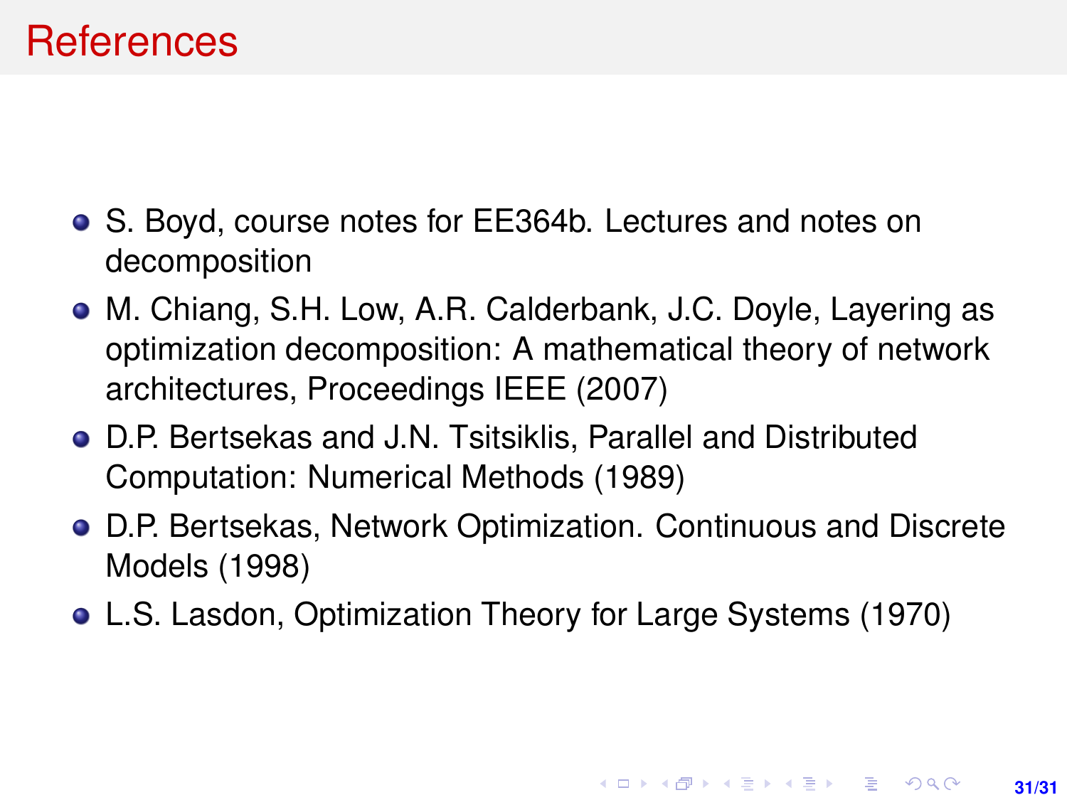# References

- S. Boyd, course notes for EE364b. Lectures and notes on decomposition
- M. Chiang, S.H. Low, A.R. Calderbank, J.C. Doyle, Layering as optimization decomposition: A mathematical theory of network architectures, Proceedings IEEE (2007)
- D.P. Bertsekas and J.N. Tsitsiklis, Parallel and Distributed Computation: Numerical Methods (1989)
- D.P. Bertsekas, Network Optimization. Continuous and Discrete Models (1998)
- L.S. Lasdon, Optimization Theory for Large Systems (1970)